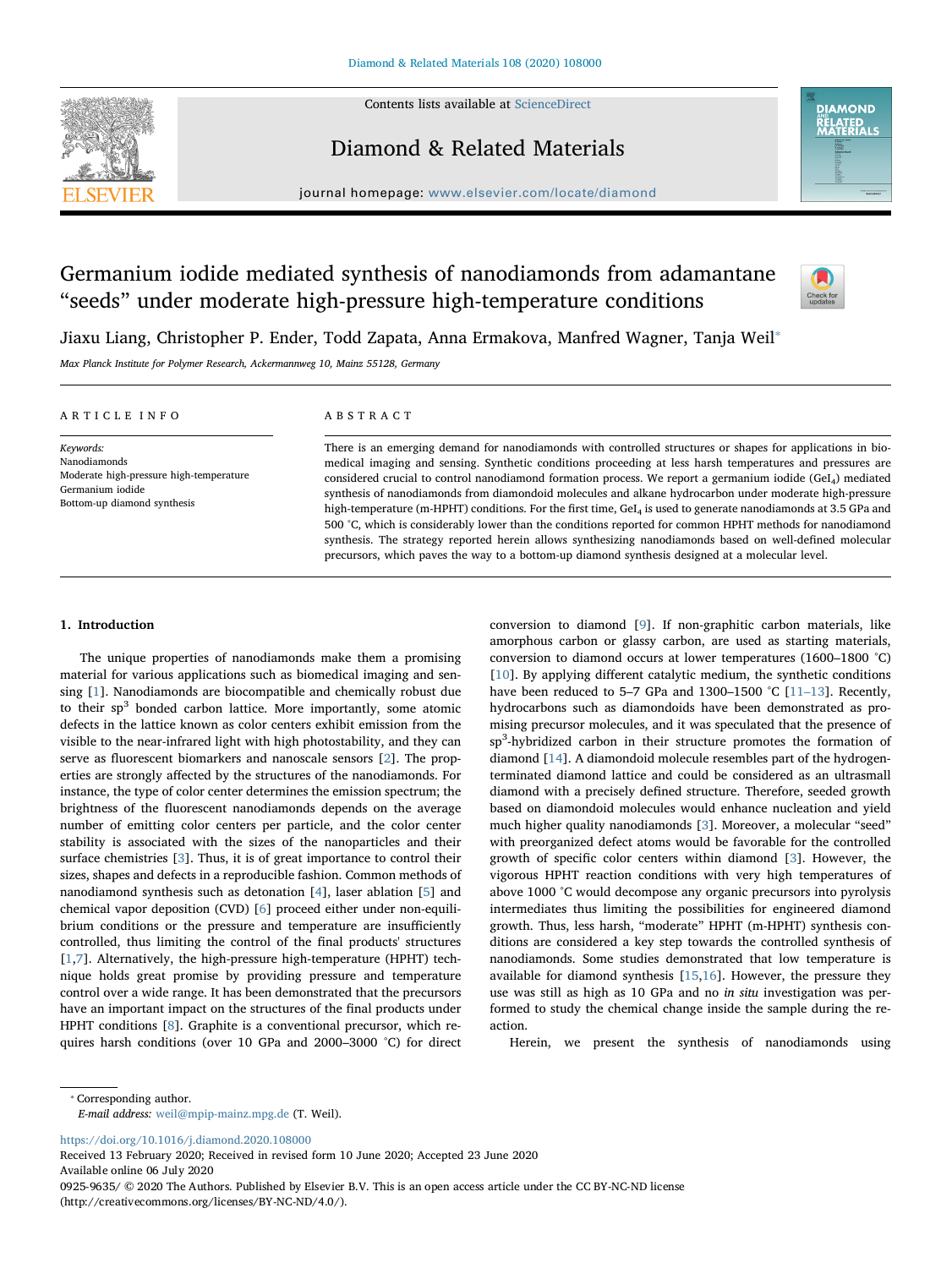# Germanium iodide mediated synthesis of nanodiamonds from adamantane "seeds" under moderate high-pressure high-temperature conditions

Jiaxu Liang, Christopher P. Ender, Todd Zapata, Anna Ermakova, Manfred Wagner, Tanja Weil*

*Max Planck Institute for Polymer Research, Ackermannweg 10, Mainz 55128, Germany*

## ARTICLE INFO

*Keywords:*
Nanodiamonds
Moderate high-pressure high-temperature
Germanium iodide
Bottom-up diamond synthesis

## ABSTRACT

There is an emerging demand for nanodiamonds with controlled structures or shapes for applications in biomedical imaging and sensing. Synthetic conditions proceeding at less harsh temperatures and pressures are considered crucial to control nanodiamond formation process. We report a germanium iodide ($GeI_4$) mediated synthesis of nanodiamonds from diamondoid molecules and alkane hydrocarbon under moderate high-pressure high-temperature (m-HPHT) conditions. For the first time, $GeI_4$ is used to generate nanodiamonds at 3.5 GPa and 500 °C, which is considerably lower than the conditions reported for common HPHT methods for nanodiamond synthesis. The strategy reported herein allows synthesizing nanodiamonds based on well-defined molecular precursors, which paves the way to a bottom-up diamond synthesis designed at a molecular level.

## 1. Introduction

The unique properties of nanodiamonds make them a promising material for various applications such as biomedical imaging and sensing [1]. Nanodiamonds are biocompatible and chemically robust due to their $sp^3$ bonded carbon lattice. More importantly, some atomic defects in the lattice known as color centers exhibit emission from the visible to the near-infrared light with high photostability, and they can serve as fluorescent biomarkers and nanoscale sensors [2]. The properties are strongly affected by the structures of the nanodiamonds. For instance, the type of color center determines the emission spectrum; the brightness of the fluorescent nanodiamonds depends on the average number of emitting color centers per particle, and the color center stability is associated with the sizes of the nanoparticles and their surface chemistries [3]. Thus, it is of great importance to control their sizes, shapes and defects in a reproducible fashion. Common methods of nanodiamond synthesis such as detonation [4], laser ablation [5] and chemical vapor deposition (CVD) [6] proceed either under non-equilibrium conditions or the pressure and temperature are insufficiently controlled, thus limiting the control of the final products' structures [1,7]. Alternatively, the high-pressure high-temperature (HPHT) technique holds great promise by providing pressure and temperature control over a wide range. It has been demonstrated that the precursors have an important impact on the structures of the final products under HPHT conditions [8]. Graphite is a conventional precursor, which requires harsh conditions (over 10 GPa and 2000–3000 °C) for direct conversion to diamond [9]. If non-graphitic carbon materials, like amorphous carbon or glassy carbon, are used as starting materials, conversion to diamond occurs at lower temperatures (1600–1800 °C) [10]. By applying different catalytic medium, the synthetic conditions have been reduced to 5–7 GPa and 1300–1500 °C [11–13]. Recently, hydrocarbons such as diamondoids have been demonstrated as promising precursor molecules, and it was speculated that the presence of $sp^3$-hybridized carbon in their structure promotes the formation of diamond [14]. A diamondoid molecule resembles part of the hydrogen-terminated diamond lattice and could be considered as an ultrasmall diamond with a precisely defined structure. Therefore, seeded growth based on diamondoid molecules would enhance nucleation and yield much higher quality nanodiamonds [3]. Moreover, a molecular "seed" with preorganized defect atoms would be favorable for the controlled growth of specific color centers within diamond [3]. However, the vigorous HPHT reaction conditions with very high temperatures of above 1000 °C would decompose any organic precursors into pyrolysis intermediates thus limiting the possibilities for engineered diamond growth. Thus, less harsh, "moderate" HPHT (m-HPHT) synthesis conditions are considered a key step towards the controlled synthesis of nanodiamonds. Some studies demonstrated that low temperature is available for diamond synthesis [15,16]. However, the pressure they use was still as high as 10 GPa and no *in situ* investigation was performed to study the chemical change inside the sample during the reaction.

Herein, we present the synthesis of nanodiamonds using

* Corresponding author.
*E-mail address:* weil@mpip-mainz.mpg.de (T. Weil).

https://doi.org/10.1016/j.diamond.2020.108000
Received 13 February 2020; Received in revised form 10 June 2020; Accepted 23 June 2020
Available online 06 July 2020
0925-9635/ © 2020 The Authors. Published by Elsevier B.V. This is an open access article under the CC BY-NC-ND license (http://creativecommons.org/licenses/BY-NC-ND/4.0/).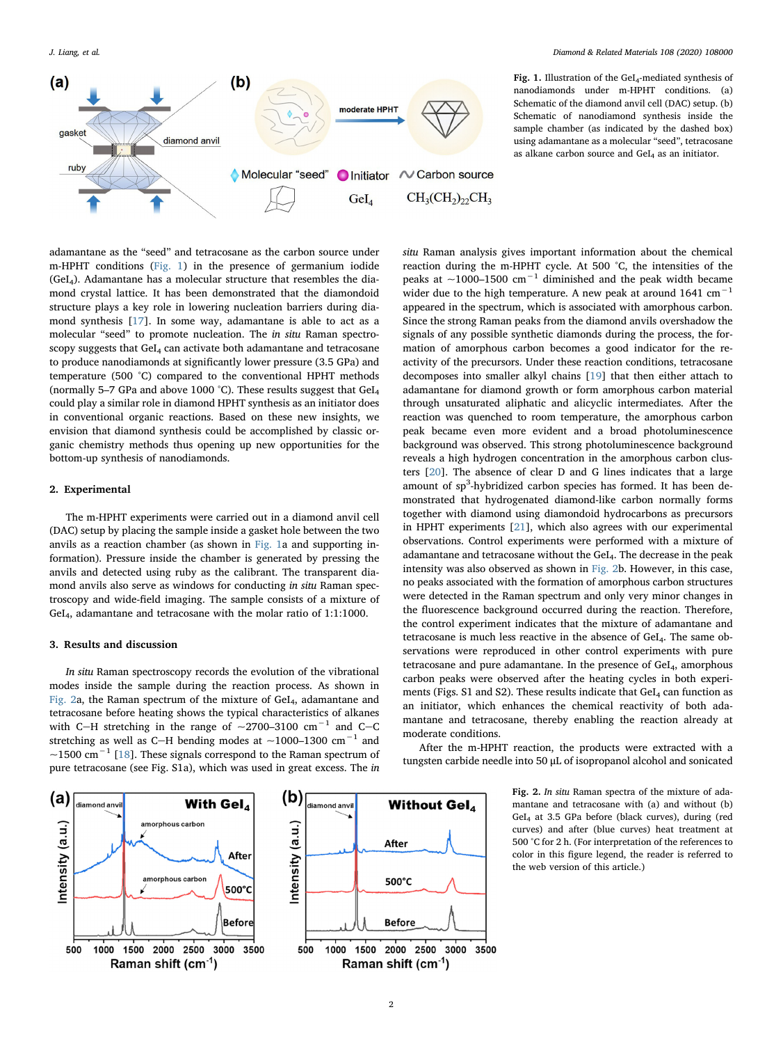**Fig. 1.** Illustration of the $GeI_4$-mediated synthesis of nanodiamonds under m-HPHT conditions. (a) Schematic of the diamond anvil cell (DAC) setup. (b) Schematic of nanodiamond synthesis inside the sample chamber (as indicated by the dashed box) using adamantane as a molecular "seed", tetracosane as alkane carbon source and $GeI_4$ as an initiator.

adamantane as the "seed" and tetracosane as the carbon source under m-HPHT conditions (Fig. 1) in the presence of germanium iodide ($GeI_4$). Adamantane has a molecular structure that resembles the diamond crystal lattice. It has been demonstrated that the diamondoid structure plays a key role in lowering nucleation barriers during diamond synthesis [17]. In some way, adamantane is able to act as a molecular "seed" to promote nucleation. The *in situ* Raman spectroscopy suggests that $GeI_4$ can activate both adamantane and tetracosane to produce nanodiamonds at significantly lower pressure (3.5 GPa) and temperature (500 °C) compared to the conventional HPHT methods (normally 5–7 GPa and above 1000 °C). These results suggest that $GeI_4$ could play a similar role in diamond HPHT synthesis as an initiator does in conventional organic reactions. Based on these new insights, we envision that diamond synthesis could be accomplished by classic organic chemistry methods thus opening up new opportunities for the bottom-up synthesis of nanodiamonds.

## 2. Experimental

The m-HPHT experiments were carried out in a diamond anvil cell (DAC) setup by placing the sample inside a gasket hole between the two anvils as a reaction chamber (as shown in Fig. 1a and supporting information). Pressure inside the chamber is generated by pressing the anvils and detected using ruby as the calibrant. The transparent diamond anvils also serve as windows for conducting *in situ* Raman spectroscopy and wide-field imaging. The sample consists of a mixture of $GeI_4$, adamantane and tetracosane with the molar ratio of 1:1:1000.

## 3. Results and discussion

*In situ* Raman spectroscopy records the evolution of the vibrational modes inside the sample during the reaction process. As shown in Fig. 2a, the Raman spectrum of the mixture of $GeI_4$, adamantane and tetracosane before heating shows the typical characteristics of alkanes with C—H stretching in the range of ~2700–3100 $cm^{-1}$ and C—C stretching as well as C—H bending modes at ~1000–1300 $cm^{-1}$ and ~1500 $cm^{-1}$ [18]. These signals correspond to the Raman spectrum of pure tetracosane (see Fig. S1a), which was used in great excess. The *in situ* Raman analysis gives important information about the chemical reaction during the m-HPHT cycle. At 500 °C, the intensities of the peaks at ~1000–1500 $cm^{-1}$ diminished and the peak width became wider due to the high temperature. A new peak at around 1641 $cm^{-1}$ appeared in the spectrum, which is associated with amorphous carbon. Since the strong Raman peaks from the diamond anvils overshadow the signals of any possible synthetic diamonds during the process, the formation of amorphous carbon becomes a good indicator for the reactivity of the precursors. Under these reaction conditions, tetracosane decomposes into smaller alkyl chains [19] that then either attach to adamantane for diamond growth or form amorphous carbon material through unsaturated aliphatic and alicyclic intermediates. After the reaction was quenched to room temperature, the amorphous carbon peak became even more evident and a broad photoluminescence background was observed. This strong photoluminescence background reveals a high hydrogen concentration in the amorphous carbon clusters [20]. The absence of clear D and G lines indicates that a large amount of $sp^3$-hybridized carbon species has formed. It has been demonstrated that hydrogenated diamond-like carbon normally forms together with diamond using diamondoid hydrocarbons as precursors in HPHT experiments [21], which also agrees with our experimental observations. Control experiments were performed with a mixture of adamantane and tetracosane without the $GeI_4$. The decrease in the peak intensity was also observed as shown in Fig. 2b. However, in this case, no peaks associated with the formation of amorphous carbon structures were detected in the Raman spectrum and only very minor changes in the fluorescence background occurred during the reaction. Therefore, the control experiment indicates that the mixture of adamantane and tetracosane is much less reactive in the absence of $GeI_4$. The same observations were reproduced in other control experiments with pure tetracosane and pure adamantane. In the presence of $GeI_4$, amorphous carbon peaks were observed after the heating cycles in both experiments (Figs. S1 and S2). These results indicate that $GeI_4$ can function as an initiator, which enhances the chemical reactivity of both adamantane and tetracosane, thereby enabling the reaction already at moderate conditions.

After the m-HPHT reaction, the products were extracted with a tungsten carbide needle into 50 μL of isopropanol alcohol and sonicated

**Fig. 2.** *In situ* Raman spectra of the mixture of adamantane and tetracosane with (a) and without (b) $GeI_4$ at 3.5 GPa before (black curves), during (red curves) and after (blue curves) heat treatment at 500 °C for 2 h. (For interpretation of the references to color in this figure legend, the reader is referred to the web version of this article.)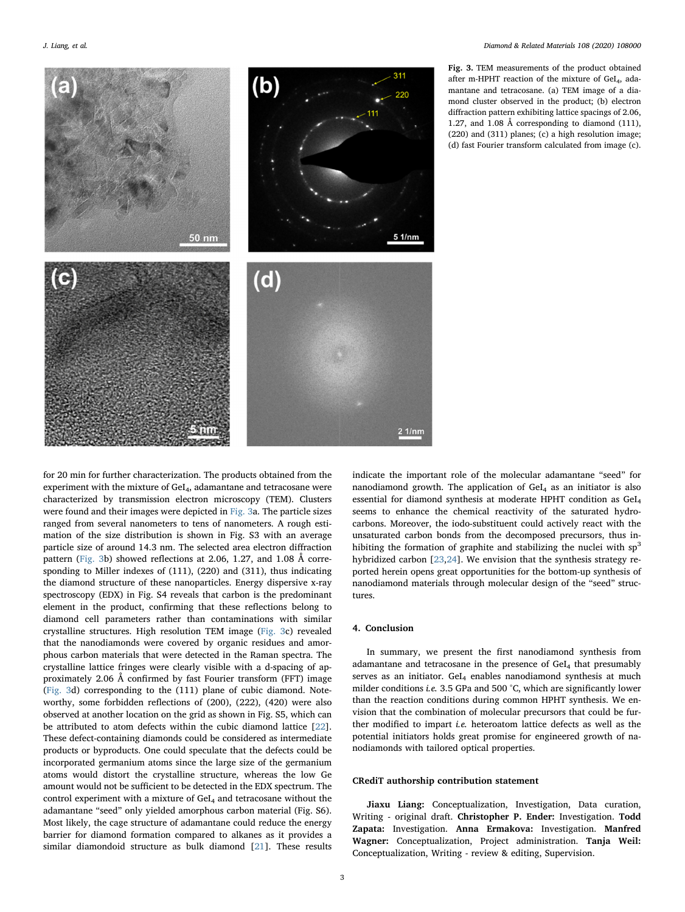Fig. 3. TEM measurements of the product obtained after m-HPHT reaction of the mixture of $GeI_4$, adamantane and tetracosane. (a) TEM image of a diamond cluster observed in the product; (b) electron diffraction pattern exhibiting lattice spacings of 2.06, 1.27, and 1.08 Å corresponding to diamond (111), (220) and (311) planes; (c) a high resolution image; (d) fast Fourier transform calculated from image (c).

for 20 min for further characterization. The products obtained from the experiment with the mixture of $GeI_4$, adamantane and tetracosane were characterized by transmission electron microscopy (TEM). Clusters were found and their images were depicted in Fig. 3a. The particle sizes ranged from several nanometers to tens of nanometers. A rough estimation of the size distribution is shown in Fig. S3 with an average particle size of around 14.3 nm. The selected area electron diffraction pattern (Fig. 3b) showed reflections at 2.06, 1.27, and 1.08 Å corresponding to Miller indexes of (111), (220) and (311), thus indicating the diamond structure of these nanoparticles. Energy dispersive x-ray spectroscopy (EDX) in Fig. S4 reveals that carbon is the predominant element in the product, confirming that these reflections belong to diamond cell parameters rather than contaminations with similar crystalline structures. High resolution TEM image (Fig. 3c) revealed that the nanodiamonds were covered by organic residues and amorphous carbon materials that were detected in the Raman spectra. The crystalline lattice fringes were clearly visible with a d-spacing of approximately 2.06 Å confirmed by fast Fourier transform (FFT) image (Fig. 3d) corresponding to the (111) plane of cubic diamond. Noteworthy, some forbidden reflections of (200), (222), (420) were also observed at another location on the grid as shown in Fig. S5, which can be attributed to atom defects within the cubic diamond lattice [22]. These defect-containing diamonds could be considered as intermediate products or byproducts. One could speculate that the defects could be incorporated germanium atoms since the large size of the germanium atoms would distort the crystalline structure, whereas the low Ge amount would not be sufficient to be detected in the EDX spectrum. The control experiment with a mixture of $GeI_4$ and tetracosane without the adamantane "seed" only yielded amorphous carbon material (Fig. S6). Most likely, the cage structure of adamantane could reduce the energy barrier for diamond formation compared to alkanes as it provides a similar diamondoid structure as bulk diamond [21]. These results indicate the important role of the molecular adamantane "seed" for nanodiamond growth. The application of $GeI_4$ as an initiator is also essential for diamond synthesis at moderate HPHT condition as $GeI_4$ seems to enhance the chemical reactivity of the saturated hydrocarbons. Moreover, the iodo-substituent could actively react with the unsaturated carbon bonds from the decomposed precursors, thus inhibiting the formation of graphite and stabilizing the nuclei with $sp^3$ hybridized carbon [23,24]. We envision that the synthesis strategy reported herein opens great opportunities for the bottom-up synthesis of nanodiamond materials through molecular design of the "seed" structures.

## 4. Conclusion

In summary, we present the first nanodiamond synthesis from adamantane and tetracosane in the presence of $GeI_4$ that presumably serves as an initiator. $GeI_4$ enables nanodiamond synthesis at much milder conditions *i.e.* 3.5 GPa and 500 °C, which are significantly lower than the reaction conditions during common HPHT synthesis. We envision that the combination of molecular precursors that could be further modified to impart *i.e.* heteroatom lattice defects as well as the potential initiators holds great promise for engineered growth of nanodiamonds with tailored optical properties.

### CRediT authorship contribution statement

**Jiaxu Liang:** Conceptualization, Investigation, Data curation, Writing - original draft. **Christopher P. Ender:** Investigation. **Todd Zapata:** Investigation. **Anna Ermakova:** Investigation. **Manfred Wagner:** Conceptualization, Project administration. **Tanja Weil:** Conceptualization, Writing - review & editing, Supervision.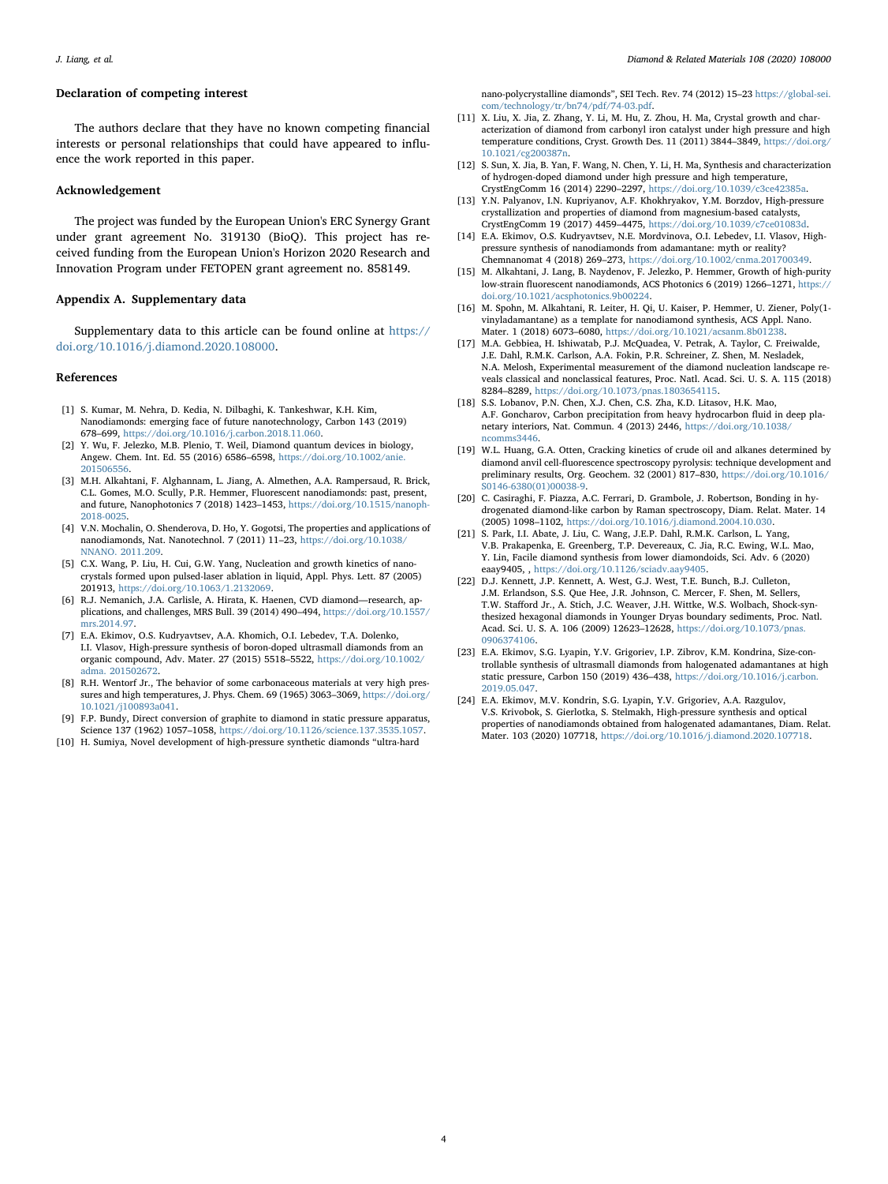## Declaration of competing interest

The authors declare that they have no known competing financial interests or personal relationships that could have appeared to influence the work reported in this paper.

## Acknowledgement

The project was funded by the European Union's ERC Synergy Grant under grant agreement No. 319130 (BioQ). This project has received funding from the European Union's Horizon 2020 Research and Innovation Program under FETOPEN grant agreement no. 858149.

## Appendix A. Supplementary data

Supplementary data to this article can be found online at https://doi.org/10.1016/j.diamond.2020.108000.

## References

[1] S. Kumar, M. Nehra, D. Kedia, N. Dilbaghi, K. Tankeshwar, K.H. Kim, Nanodiamonds: emerging face of future nanotechnology, Carbon 143 (2019) 678–699, https://doi.org/10.1016/j.carbon.2018.11.060.

[2] Y. Wu, F. Jelezko, M.B. Plenio, T. Weil, Diamond quantum devices in biology, Angew. Chem. Int. Ed. 55 (2016) 6586–6598, https://doi.org/10.1002/anie.201506556.

[3] M.H. Alkahtani, F. Alghannam, L. Jiang, A. Almethen, A.A. Rampersaud, R. Brick, C.L. Gomes, M.O. Scully, P.R. Hemmer, Fluorescent nanodiamonds: past, present, and future, Nanophotonics 7 (2018) 1423–1453, https://doi.org/10.1515/nanoph-2018-0025.

[4] V.N. Mochalin, O. Shenderova, D. Ho, Y. Gogotsi, The properties and applications of nanodiamonds, Nat. Nanotechnol. 7 (2011) 11–23, https://doi.org/10.1038/NNANO. 2011.209.

[5] C.X. Wang, P. Liu, H. Cui, G.W. Yang, Nucleation and growth kinetics of nanocrystals formed upon pulsed-laser ablation in liquid, Appl. Phys. Lett. 87 (2005) 201913, https://doi.org/10.1063/1.2132069.

[6] R.J. Nemanich, J.A. Carlisle, A. Hirata, K. Haenen, CVD diamond—research, applications, and challenges, MRS Bull. 39 (2014) 490–494, https://doi.org/10.1557/mrs.2014.97.

[7] E.A. Ekimov, O.S. Kudryavtsev, A.A. Khomich, O.I. Lebedev, T.A. Dolenko, I.I. Vlasov, High-pressure synthesis of boron-doped ultrasmall diamonds from an organic compound, Adv. Mater. 27 (2015) 5518–5522, https://doi.org/10.1002/adma. 201502672.

[8] R.H. Wentorf Jr., The behavior of some carbonaceous materials at very high pressures and high temperatures, J. Phys. Chem. 69 (1965) 3063–3069, https://doi.org/10.1021/j100893a041.

[9] F.P. Bundy, Direct conversion of graphite to diamond in static pressure apparatus, Science 137 (1962) 1057–1058, https://doi.org/10.1126/science.137.3535.1057.

[10] H. Sumiya, Novel development of high-pressure synthetic diamonds "ultra-hard nano-polycrystalline diamonds", SEI Tech. Rev. 74 (2012) 15–23 https://global-sei.com/technology/tr/bn74/pdf/74-03.pdf.

[11] X. Liu, X. Jia, Z. Zhang, Y. Li, M. Hu, Z. Zhou, H. Ma, Crystal growth and characterization of diamond from carbonyl iron catalyst under high pressure and high temperature conditions, Cryst. Growth Des. 11 (2011) 3844–3849, https://doi.org/10.1021/cg200387n.

[12] S. Sun, X. Jia, B. Yan, F. Wang, N. Chen, Y. Li, H. Ma, Synthesis and characterization of hydrogen-doped diamond under high pressure and high temperature, CrystEngComm 16 (2014) 2290–2297, https://doi.org/10.1039/c3ce42385a.

[13] Y.N. Palyanov, I.N. Kupriyanov, A.F. Khokhryakov, Y.M. Borzdov, High-pressure crystallization and properties of diamond from magnesium-based catalysts, CrystEngComm 19 (2017) 4459–4475, https://doi.org/10.1039/c7ce01083d.

[14] E.A. Ekimov, O.S. Kudryavtsev, N.E. Mordvinova, O.I. Lebedev, I.I. Vlasov, High-pressure synthesis of nanodiamonds from adamantane: myth or reality? Chemnanomat 4 (2018) 269–273, https://doi.org/10.1002/cnma.201700349.

[15] M. Alkahtani, J. Lang, B. Naydenov, F. Jelezko, P. Hemmer, Growth of high-purity low-strain fluorescent nanodiamonds, ACS Photonics 6 (2019) 1266–1271, https://doi.org/10.1021/acsphotonics.9b00224.

[16] M. Spohn, M. Alkahtani, R. Leiter, H. Qi, U. Kaiser, P. Hemmer, U. Ziener, Poly(1-vinyladamantane) as a template for nanodiamond synthesis, ACS Appl. Nano. Mater. 1 (2018) 6073–6080, https://doi.org/10.1021/acsanm.8b01238.

[17] M.A. Gebbiea, H. Ishiwatab, P.J. McQuadea, V. Petrak, A. Taylor, C. Freiwalde, J.E. Dahl, R.M.K. Carlson, A.A. Fokin, P.R. Schreiner, Z. Shen, M. Nesladek, N.A. Melosh, Experimental measurement of the diamond nucleation landscape reveals classical and nonclassical features, Proc. Natl. Acad. Sci. U. S. A. 115 (2018) 8284–8289, https://doi.org/10.1073/pnas.1803654115.

[18] S.S. Lobanov, P.N. Chen, X.J. Chen, C.S. Zha, K.D. Litasov, H.K. Mao, A.F. Goncharov, Carbon precipitation from heavy hydrocarbon fluid in deep planetary interiors, Nat. Commun. 4 (2013) 2446, https://doi.org/10.1038/ncomms3446.

[19] W.L. Huang, G.A. Otten, Cracking kinetics of crude oil and alkanes determined by diamond anvil cell-fluorescence spectroscopy pyrolysis: technique development and preliminary results, Org. Geochem. 32 (2001) 817–830, https://doi.org/10.1016/S0146-6380(01)00038-9.

[20] C. Casiraghi, F. Piazza, A.C. Ferrari, D. Grambole, J. Robertson, Bonding in hydrogenated diamond-like carbon by Raman spectroscopy, Diam. Relat. Mater. 14 (2005) 1098–1102, https://doi.org/10.1016/j.diamond.2004.10.030.

[21] S. Park, I.I. Abate, J. Liu, C. Wang, J.E.P. Dahl, R.M.K. Carlson, L. Yang, V.B. Prakapenka, E. Greenberg, T.P. Devereaux, C. Jia, R.C. Ewing, W.L. Mao, Y. Lin, Facile diamond synthesis from lower diamondoids, Sci. Adv. 6 (2020) eaay9405, , https://doi.org/10.1126/sciadv.aay9405.

[22] D.J. Kennett, J.P. Kennett, A. West, G.J. West, T.E. Bunch, B.J. Culleton, J.M. Erlandson, S.S. Que Hee, J.R. Johnson, C. Mercer, F. Shen, M. Sellers, T.W. Stafford Jr., A. Stich, J.C. Weaver, J.H. Wittke, W.S. Wolbach, Shock-synthesized hexagonal diamonds in Younger Dryas boundary sediments, Proc. Natl. Acad. Sci. U. S. A. 106 (2009) 12623–12628, https://doi.org/10.1073/pnas.0906374106.

[23] E.A. Ekimov, S.G. Lyapin, Y.V. Grigoriev, I.P. Zibrov, K.M. Kondrina, Size-controllable synthesis of ultrasmall diamonds from halogenated adamantanes at high static pressure, Carbon 150 (2019) 436–438, https://doi.org/10.1016/j.carbon.2019.05.047.

[24] E.A. Ekimov, M.V. Kondrin, S.G. Lyapin, Y.V. Grigoriev, A.A. Razgulov, V.S. Krivobok, S. Gierlotka, S. Stelmakh, High-pressure synthesis and optical properties of nanodiamonds obtained from halogenated adamantanes, Diam. Relat. Mater. 103 (2020) 107718, https://doi.org/10.1016/j.diamond.2020.107718.